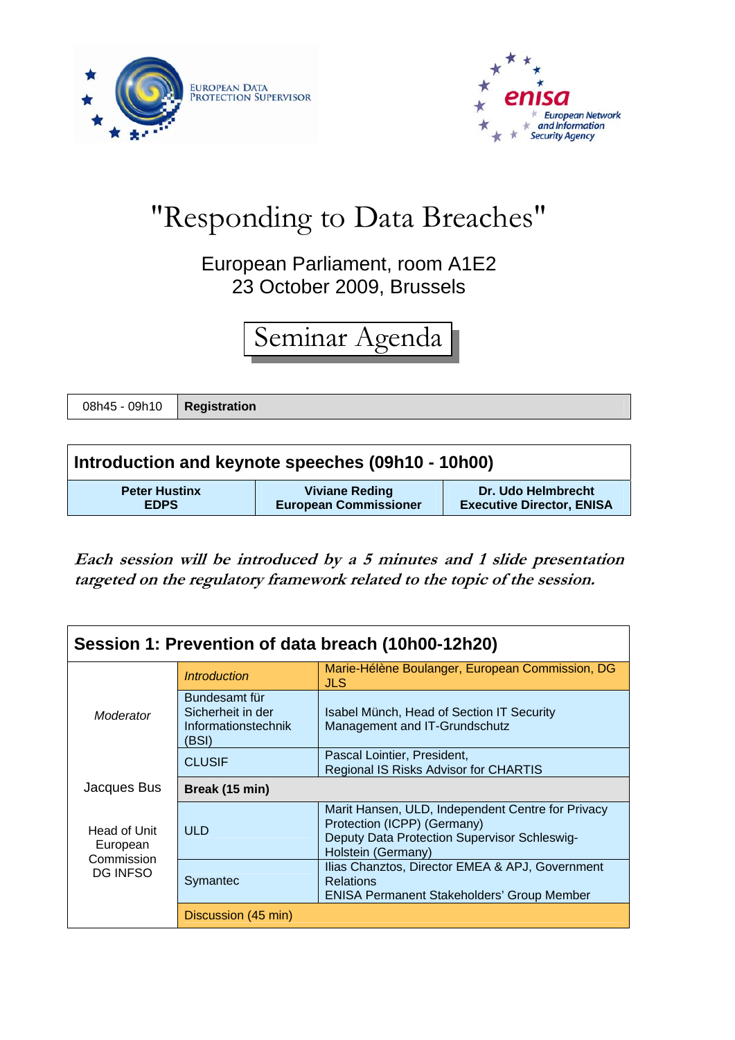EUROPEAN DATA PROTECTION SUPERVISOR

enisa European Network and Information Security Agency

# "Responding to Data Breaches"

European Parliament, room A1E2
23 October 2009, Brussels

## Seminar Agenda

| 08h45 - 09h10 | **Registration** |
|---|---|

| **Introduction and keynote speeches (09h10 - 10h00)** | | |
|---|---|---|
| **Peter Hustinx**<br>**EDPS** | **Viviane Reding**<br>**European Commissioner** | **Dr. Udo Helmbrecht**<br>**Executive Director, ENISA** |

***Each session will be introduced by a 5 minutes and 1 slide presentation targeted on the regulatory framework related to the topic of the session.***

| **Session 1: Prevention of data breach (10h00-12h20)** | | |
|---|---|---|
| *Moderator*<br><br>Jacques Bus<br><br>Head of Unit European Commission DG INFSO | *Introduction* | Marie-Hélène Boulanger, European Commission, DG JLS |
| | Bundesamt für Sicherheit in der Informationstechnik (BSI) | Isabel Münch, Head of Section IT Security Management and IT-Grundschutz |
| | CLUSIF | Pascal Lointier, President, Regional IS Risks Advisor for CHARTIS |
| | **Break (15 min)** | |
| | ULD | Marit Hansen, ULD, Independent Centre for Privacy Protection (ICPP) (Germany)<br>Deputy Data Protection Supervisor Schleswig-Holstein (Germany) |
| | Symantec | Ilias Chanztos, Director EMEA & APJ, Government Relations<br>ENISA Permanent Stakeholders' Group Member |
| | Discussion (45 min) | |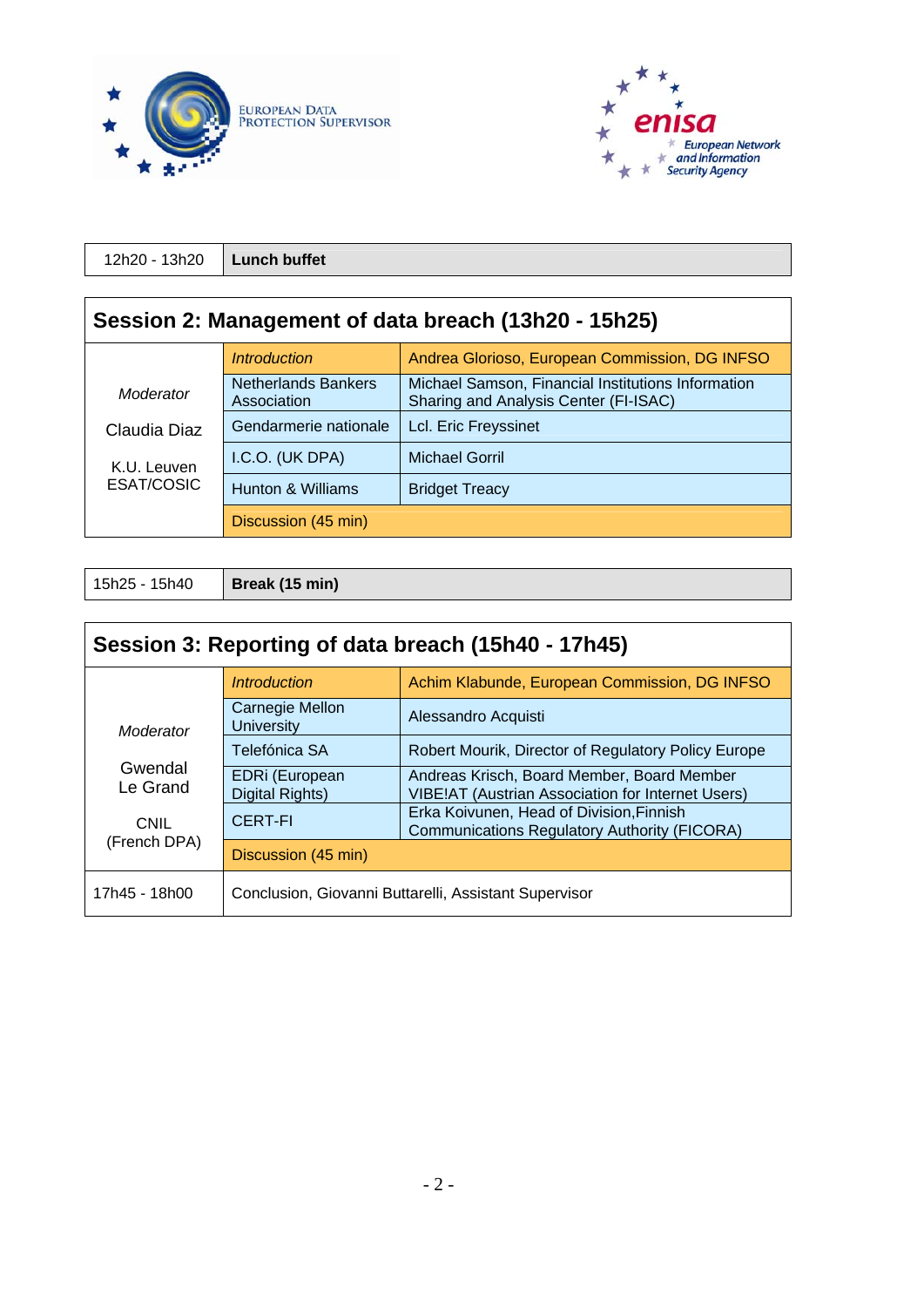EUROPEAN DATA PROTECTION SUPERVISOR

enisa European Network and Information Security Agency

| | |
|---|---|
| 12h20 - 13h20 | **Lunch buffet** |

## Session 2: Management of data breach (13h20 - 15h25)

| | | |
|---|---|---|
| *Moderator*<br>Claudia Diaz<br>K.U. Leuven ESAT/COSIC | *Introduction* | Andrea Glorioso, European Commission, DG INFSO |
| | Netherlands Bankers Association | Michael Samson, Financial Institutions Information Sharing and Analysis Center (FI-ISAC) |
| | Gendarmerie nationale | Lcl. Eric Freyssinet |
| | I.C.O. (UK DPA) | Michael Gorril |
| | Hunton & Williams | Bridget Treacy |
| | Discussion (45 min) | |

| | |
|---|---|
| 15h25 - 15h40 | **Break (15 min)** |

## Session 3: Reporting of data breach (15h40 - 17h45)

| | | |
|---|---|---|
| *Moderator*<br>Gwendal Le Grand<br>CNIL (French DPA) | *Introduction* | Achim Klabunde, European Commission, DG INFSO |
| | Carnegie Mellon University | Alessandro Acquisti |
| | Telefónica SA | Robert Mourik, Director of Regulatory Policy Europe |
| | EDRi (European Digital Rights) | Andreas Krisch, Board Member, Board Member VIBE!AT (Austrian Association for Internet Users) |
| | CERT-FI | Erka Koivunen, Head of Division,Finnish Communications Regulatory Authority (FICORA) |
| | Discussion (45 min) | |
| 17h45 - 18h00 | Conclusion, Giovanni Buttarelli, Assistant Supervisor | |